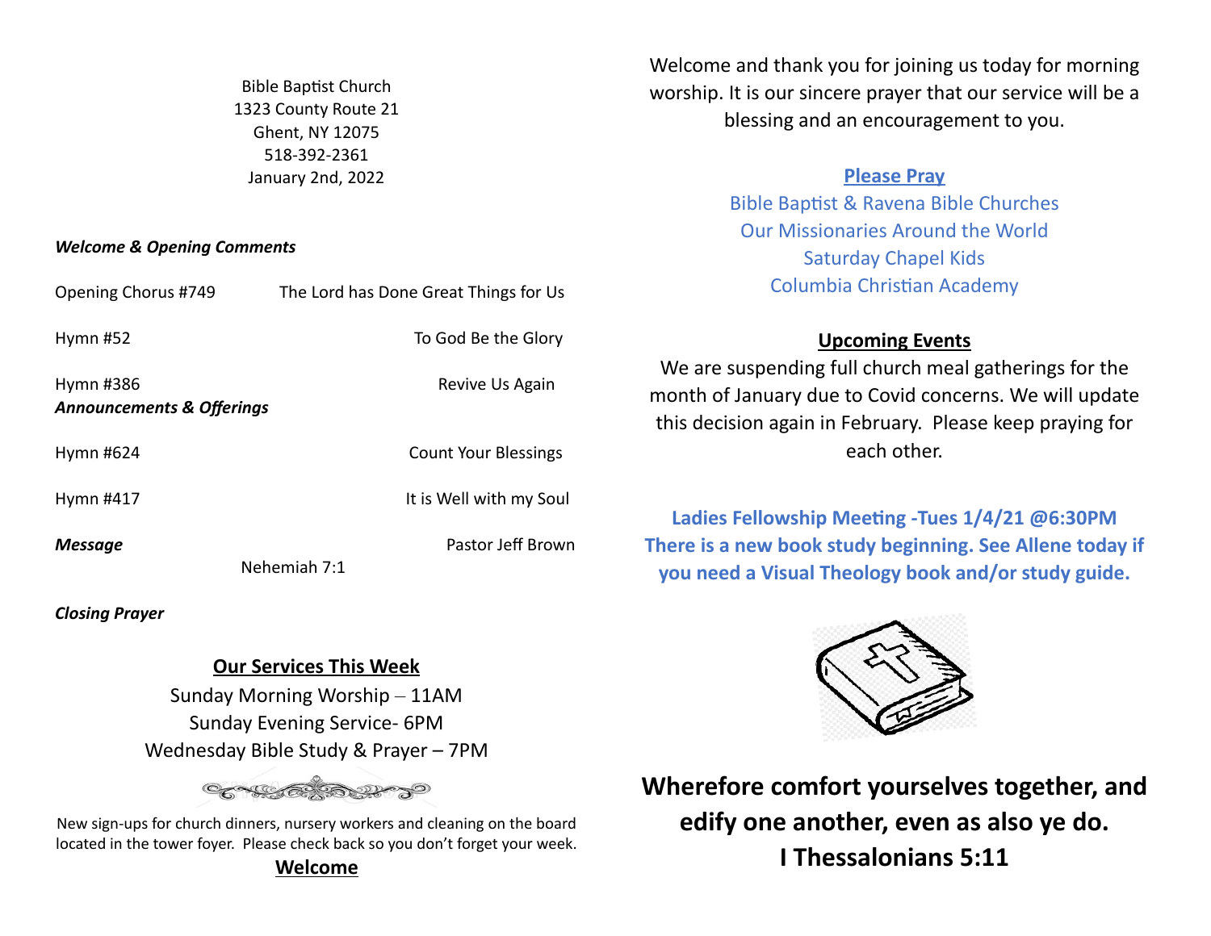Bible Baptist Church
1323 County Route 21
Ghent, NY 12075
518-392-2361
January 2nd, 2022

***Welcome & Opening Comments***

Opening Chorus #749 — The Lord has Done Great Things for Us

Hymn #52 — To God Be the Glory

Hymn #386 — Revive Us Again

***Announcements & Offerings***

Hymn #624 — Count Your Blessings

Hymn #417 — It is Well with my Soul

***Message*** — Pastor Jeff Brown

Nehemiah 7:1

***Closing Prayer***

## Our Services This Week

Sunday Morning Worship – 11AM
Sunday Evening Service- 6PM
Wednesday Bible Study & Prayer – 7PM

New sign-ups for church dinners, nursery workers and cleaning on the board located in the tower foyer. Please check back so you don't forget your week.

**Welcome**

Welcome and thank you for joining us today for morning worship. It is our sincere prayer that our service will be a blessing and an encouragement to you.

## Please Pray

Bible Baptist & Ravena Bible Churches
Our Missionaries Around the World
Saturday Chapel Kids
Columbia Christian Academy

## Upcoming Events

We are suspending full church meal gatherings for the month of January due to Covid concerns. We will update this decision again in February. Please keep praying for each other.

**Ladies Fellowship Meeting -Tues 1/4/21 @6:30PM**
**There is a new book study beginning. See Allene today if you need a Visual Theology book and/or study guide.**

**Wherefore comfort yourselves together, and edify one another, even as also ye do.**
**I Thessalonians 5:11**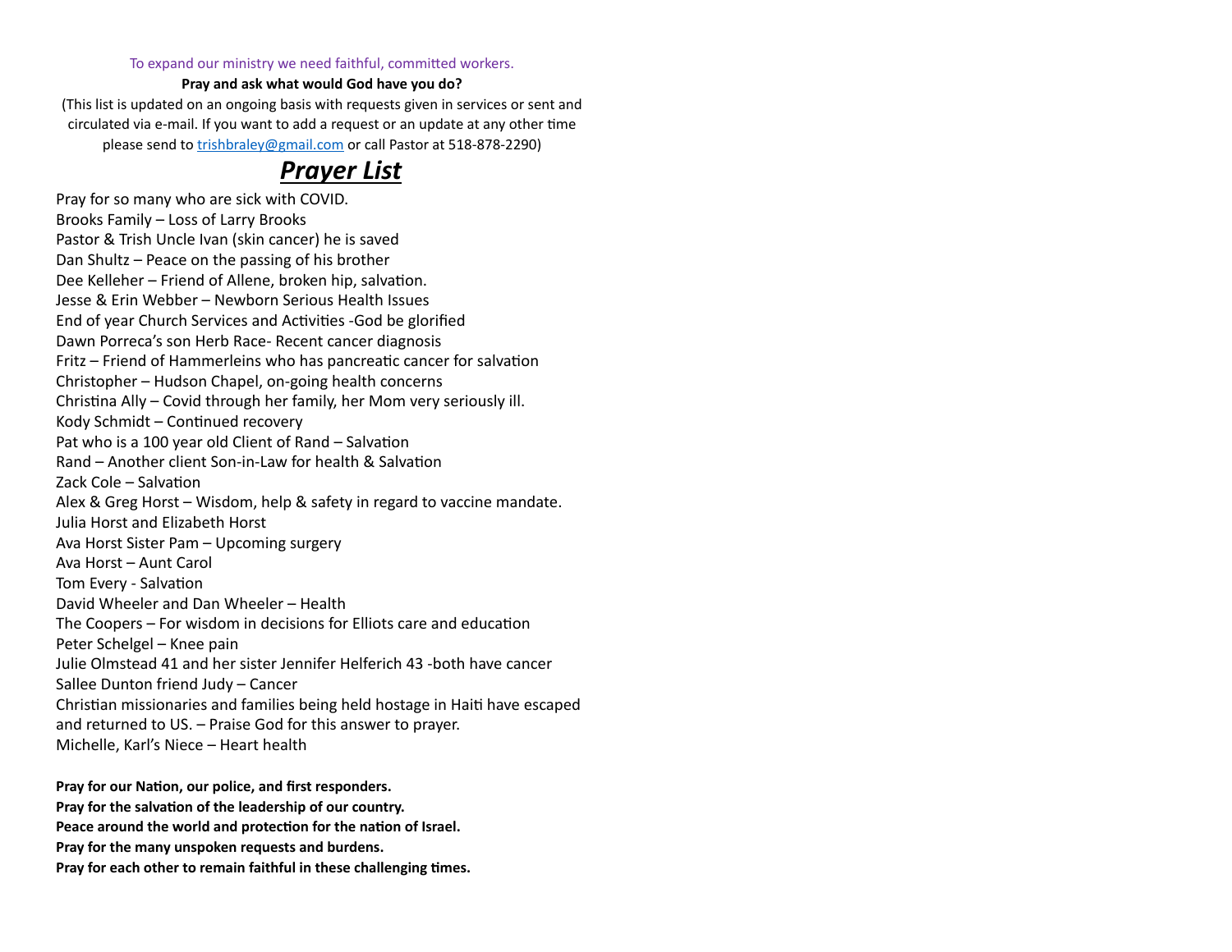To expand our ministry we need faithful, committed workers.

**Pray and ask what would God have you do?**

(This list is updated on an ongoing basis with requests given in services or sent and circulated via e-mail. If you want to add a request or an update at any other time please send to [trishbraley@gmail.com](mailto:trishbraley@gmail.com) or call Pastor at 518-878-2290)

# ***Prayer List***

Pray for so many who are sick with COVID.
Brooks Family – Loss of Larry Brooks
Pastor & Trish Uncle Ivan (skin cancer) he is saved
Dan Shultz – Peace on the passing of his brother
Dee Kelleher – Friend of Allene, broken hip, salvation.
Jesse & Erin Webber – Newborn Serious Health Issues
End of year Church Services and Activities -God be glorified
Dawn Porreca's son Herb Race- Recent cancer diagnosis
Fritz – Friend of Hammerleins who has pancreatic cancer for salvation
Christopher – Hudson Chapel, on-going health concerns
Christina Ally – Covid through her family, her Mom very seriously ill.
Kody Schmidt – Continued recovery
Pat who is a 100 year old Client of Rand – Salvation
Rand – Another client Son-in-Law for health & Salvation
Zack Cole – Salvation
Alex & Greg Horst – Wisdom, help & safety in regard to vaccine mandate.
Julia Horst and Elizabeth Horst
Ava Horst Sister Pam – Upcoming surgery
Ava Horst – Aunt Carol
Tom Every - Salvation
David Wheeler and Dan Wheeler – Health
The Coopers – For wisdom in decisions for Elliots care and education
Peter Schelgel – Knee pain
Julie Olmstead 41 and her sister Jennifer Helferich 43 -both have cancer
Sallee Dunton friend Judy – Cancer
Christian missionaries and families being held hostage in Haiti have escaped and returned to US. – Praise God for this answer to prayer.
Michelle, Karl's Niece – Heart health

**Pray for our Nation, our police, and first responders.**
**Pray for the salvation of the leadership of our country.**
**Peace around the world and protection for the nation of Israel.**
**Pray for the many unspoken requests and burdens.**
**Pray for each other to remain faithful in these challenging times.**